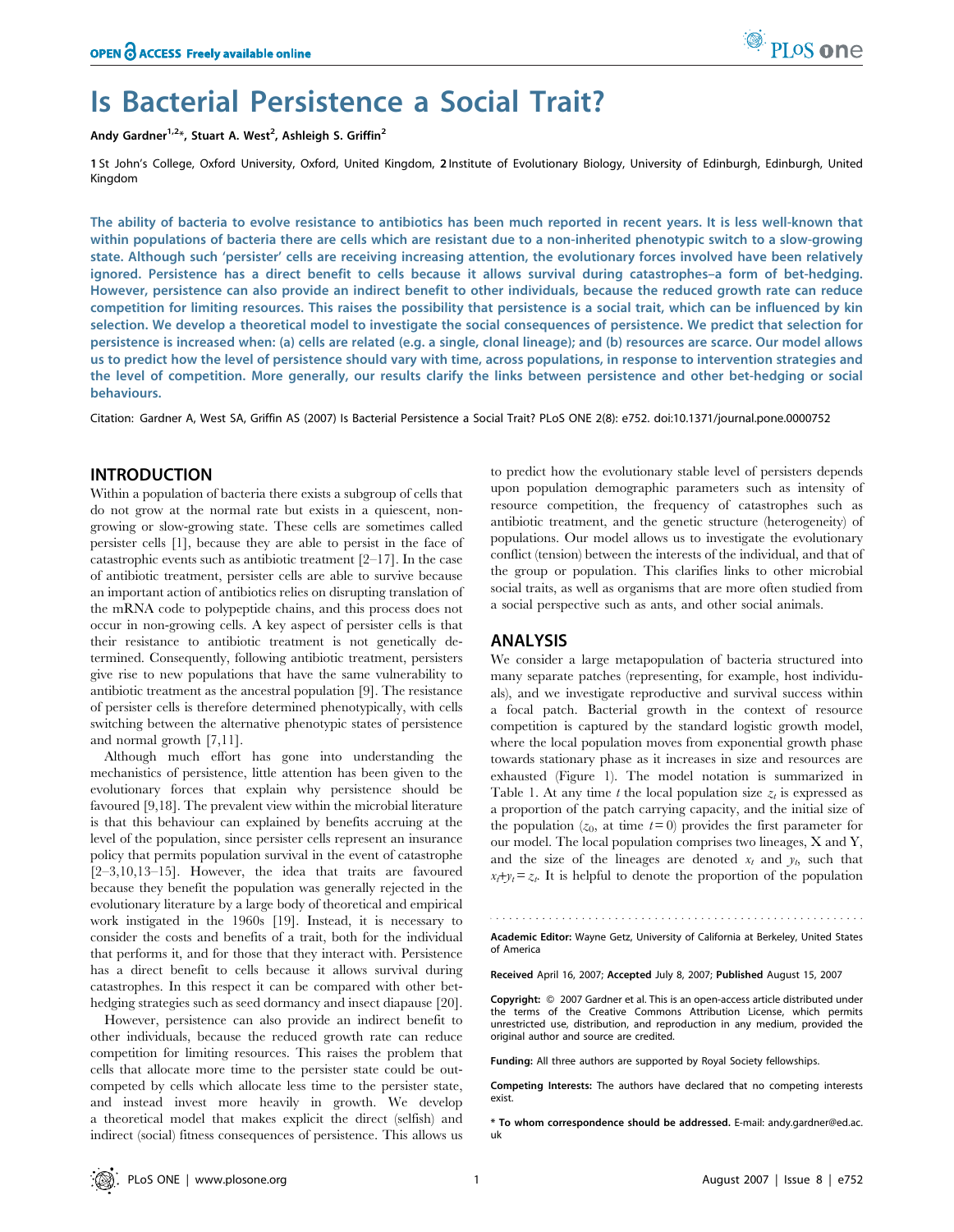# Is Bacterial Persistence a Social Trait?

Andy Gardner[1,2]*, Stuart A. West[2], Ashleigh S. Griffin[2]

1 St John's College, Oxford University, Oxford, United Kingdom, 2 Institute of Evolutionary Biology, University of Edinburgh, Edinburgh, United Kingdom

**The ability of bacteria to evolve resistance to antibiotics has been much reported in recent years. It is less well-known that within populations of bacteria there are cells which are resistant due to a non-inherited phenotypic switch to a slow-growing state. Although such 'persister' cells are receiving increasing attention, the evolutionary forces involved have been relatively ignored. Persistence has a direct benefit to cells because it allows survival during catastrophes–a form of bet-hedging. However, persistence can also provide an indirect benefit to other individuals, because the reduced growth rate can reduce competition for limiting resources. This raises the possibility that persistence is a social trait, which can be influenced by kin selection. We develop a theoretical model to investigate the social consequences of persistence. We predict that selection for persistence is increased when: (a) cells are related (e.g. a single, clonal lineage); and (b) resources are scarce. Our model allows us to predict how the level of persistence should vary with time, across populations, in response to intervention strategies and the level of competition. More generally, our results clarify the links between persistence and other bet-hedging or social behaviours.**

Citation: Gardner A, West SA, Griffin AS (2007) Is Bacterial Persistence a Social Trait? PLoS ONE 2(8): e752. doi:10.1371/journal.pone.0000752

## INTRODUCTION

Within a population of bacteria there exists a subgroup of cells that do not grow at the normal rate but exists in a quiescent, non-growing or slow-growing state. These cells are sometimes called persister cells [1], because they are able to persist in the face of catastrophic events such as antibiotic treatment [2–17]. In the case of antibiotic treatment, persister cells are able to survive because an important action of antibiotics relies on disrupting translation of the mRNA code to polypeptide chains, and this process does not occur in non-growing cells. A key aspect of persister cells is that their resistance to antibiotic treatment is not genetically determined. Consequently, following antibiotic treatment, persisters give rise to new populations that have the same vulnerability to antibiotic treatment as the ancestral population [9]. The resistance of persister cells is therefore determined phenotypically, with cells switching between the alternative phenotypic states of persistence and normal growth [7,11].

Although much effort has gone into understanding the mechanistics of persistence, little attention has been given to the evolutionary forces that explain why persistence should be favoured [9,18]. The prevalent view within the microbial literature is that this behaviour can explained by benefits accruing at the level of the population, since persister cells represent an insurance policy that permits population survival in the event of catastrophe [2–3,10,13–15]. However, the idea that traits are favoured because they benefit the population was generally rejected in the evolutionary literature by a large body of theoretical and empirical work instigated in the 1960s [19]. Instead, it is necessary to consider the costs and benefits of a trait, both for the individual that performs it, and for those that they interact with. Persistence has a direct benefit to cells because it allows survival during catastrophes. In this respect it can be compared with other bet-hedging strategies such as seed dormancy and insect diapause [20].

However, persistence can also provide an indirect benefit to other individuals, because the reduced growth rate can reduce competition for limiting resources. This raises the problem that cells that allocate more time to the persister state could be out-competed by cells which allocate less time to the persister state, and instead invest more heavily in growth. We develop a theoretical model that makes explicit the direct (selfish) and indirect (social) fitness consequences of persistence. This allows us to predict how the evolutionary stable level of persisters depends upon population demographic parameters such as intensity of resource competition, the frequency of catastrophes such as antibiotic treatment, and the genetic structure (heterogeneity) of populations. Our model allows us to investigate the evolutionary conflict (tension) between the interests of the individual, and that of the group or population. This clarifies links to other microbial social traits, as well as organisms that are more often studied from a social perspective such as ants, and other social animals.

## ANALYSIS

We consider a large metapopulation of bacteria structured into many separate patches (representing, for example, host individuals), and we investigate reproductive and survival success within a focal patch. Bacterial growth in the context of resource competition is captured by the standard logistic growth model, where the local population moves from exponential growth phase towards stationary phase as it increases in size and resources are exhausted (Figure 1). The model notation is summarized in Table 1. At any time $t$ the local population size $z_t$ is expressed as a proportion of the patch carrying capacity, and the initial size of the population ($z_0$, at time $t = 0$) provides the first parameter for our model. The local population comprises two lineages, X and Y, and the size of the lineages are denoted $x_t$ and $y_t$, such that $x_t + y_t = z_t$. It is helpful to denote the proportion of the population

---

Academic Editor: Wayne Getz, University of California at Berkeley, United States of America

Received April 16, 2007; Accepted July 8, 2007; Published August 15, 2007

Copyright: © 2007 Gardner et al. This is an open-access article distributed under the terms of the Creative Commons Attribution License, which permits unrestricted use, distribution, and reproduction in any medium, provided the original author and source are credited.

Funding: All three authors are supported by Royal Society fellowships.

Competing Interests: The authors have declared that no competing interests exist.

\* To whom correspondence should be addressed. E-mail: andy.gardner@ed.ac.uk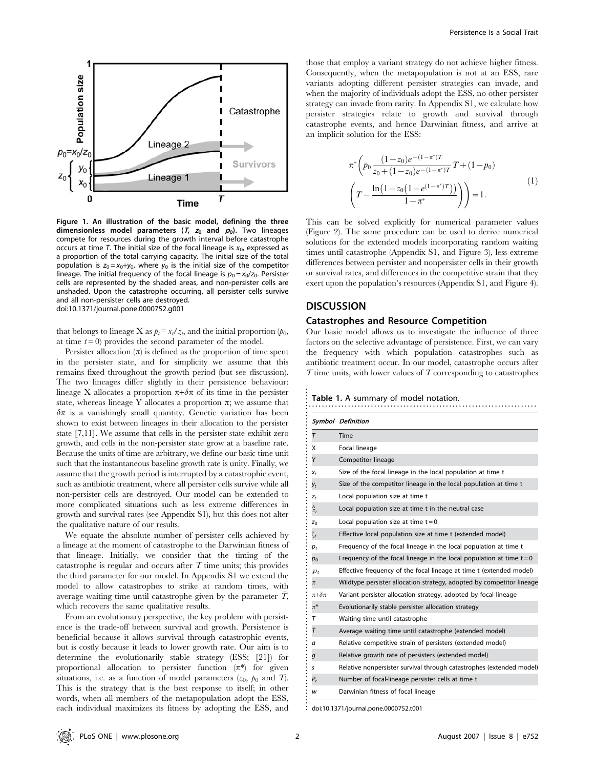Figure 1. An illustration of the basic model, defining the three dimensionless model parameters ($T$, $z_0$ and $p_0$). Two lineages compete for resources during the growth interval before catastrophe occurs at time $T$. The initial size of the focal lineage is $x_0$, expressed as a proportion of the total carrying capacity. The initial size of the total population is $z_0 = x_0 + y_0$, where $y_0$ is the initial size of the competitor lineage. The initial frequency of the focal lineage is $p_0 = x_0/z_0$. Persister cells are represented by the shaded areas, and non-persister cells are unshaded. Upon the catastrophe occurring, all persister cells survive and all non-persister cells are destroyed.
doi:10.1371/journal.pone.0000752.g001

that belongs to lineage X as $p_t = x_t/z_t$, and the initial proportion ($p_0$, at time $t = 0$) provides the second parameter of the model.

Persister allocation ($\pi$) is defined as the proportion of time spent in the persister state, and for simplicity we assume that this remains fixed throughout the growth period (but see discussion). The two lineages differ slightly in their persistence behaviour: lineage X allocates a proportion $\pi+\delta\pi$ of its time in the persister state, whereas lineage Y allocates a proportion $\pi$; we assume that $\delta\pi$ is a vanishingly small quantity. Genetic variation has been shown to exist between lineages in their allocation to the persister state [7,11]. We assume that cells in the persister state exhibit zero growth, and cells in the non-persister state grow at a baseline rate. Because the units of time are arbitrary, we define our basic time unit such that the instantaneous baseline growth rate is unity. Finally, we assume that the growth period is interrupted by a catastrophic event, such as antibiotic treatment, where all persister cells survive while all non-persister cells are destroyed. Our model can be extended to more complicated situations such as less extreme differences in growth and survival rates (see Appendix S1), but this does not alter the qualitative nature of our results.

We equate the absolute number of persister cells achieved by a lineage at the moment of catastrophe to the Darwinian fitness of that lineage. Initially, we consider that the timing of the catastrophe is regular and occurs after $T$ time units; this provides the third parameter for our model. In Appendix S1 we extend the model to allow catastrophes to strike at random times, with average waiting time until catastrophe given by the parameter $\bar{T}$, which recovers the same qualitative results.

From an evolutionary perspective, the key problem with persistence is the trade-off between survival and growth. Persistence is beneficial because it allows survival through catastrophic events, but is costly because it leads to lower growth rate. Our aim is to determine the evolutionarily stable strategy (ESS; [21]) for proportional allocation to persister function ($\pi^*$) for given situations, i.e. as a function of model parameters ($z_0$, $p_0$ and $T$). This is the strategy that is the best response to itself; in other words, when all members of the metapopulation adopt the ESS, each individual maximizes its fitness by adopting the ESS, and those that employ a variant strategy do not achieve higher fitness. Consequently, when the metapopulation is not at an ESS, rare variants adopting different persister strategies can invade, and when the majority of individuals adopt the ESS, no other persister strategy can invade from rarity. In Appendix S1, we calculate how persister strategies relate to growth and survival through catastrophe events, and hence Darwinian fitness, and arrive at an implicit solution for the ESS:

$$\pi^*\left(p_0\frac{(1-z_0)e^{-(1-\pi^*)T}}{z_0+(1-z_0)e^{-(1-\pi^*)T}}T+(1-p_0)\left(T-\frac{\ln\left(1-z_0\left(1-e^{(1-\pi^*)T}\right)\right)}{1-\pi^*}\right)\right)=1. \tag{1}$$

This can be solved explicitly for numerical parameter values (Figure 2). The same procedure can be used to derive numerical solutions for the extended models incorporating random waiting times until catastrophe (Appendix S1, and Figure 3), less extreme differences between persister and nonpersister cells in their growth or survival rates, and differences in the competitive strain that they exert upon the population's resources (Appendix S1, and Figure 4).

## DISCUSSION

### Catastrophes and Resource Competition

Our basic model allows us to investigate the influence of three factors on the selective advantage of persistence. First, we can vary the frequency with which population catastrophes such as antibiotic treatment occur. In our model, catastrophe occurs after $T$ time units, with lower values of $T$ corresponding to catastrophes

**Table 1.** A summary of model notation.

| Symbol | Definition |
|---|---|
| $T$ | Time |
| X | Focal lineage |
| Y | Competitor lineage |
| $x_t$ | Size of the focal lineage in the local population at time t |
| $y_t$ | Size of the competitor lineage in the local population at time t |
| $z_t$ | Local population size at time t |
| $\hat{z}_t$ | Local population size at time t in the neutral case |
| $z_0$ | Local population size at time t = 0 |
| $\zeta_t$ | Effective local population size at time t (extended model) |
| $p_t$ | Frequency of the focal lineage in the local population at time t |
| $p_0$ | Frequency of the focal lineage in the local population at time t = 0 |
| $\wp_t$ | Effective frequency of the focal lineage at time t (extended model) |
| $\pi$ | Wildtype persister allocation strategy, adopted by competitor lineage |
| $\pi+\delta\pi$ | Variant persister allocation strategy, adopted by focal lineage |
| $\pi^*$ | Evolutionarily stable persister allocation strategy |
| $T$ | Waiting time until catastrophe |
| $\bar{T}$ | Average waiting time until catastrophe (extended model) |
| $a$ | Relative competitive strain of persisters (extended model) |
| $g$ | Relative growth rate of persisters (extended model) |
| $s$ | Relative nonpersister survival through catastrophes (extended model) |
| $P_t$ | Number of focal-lineage persister cells at time t |
| $w$ | Darwinian fitness of focal lineage |

doi:10.1371/journal.pone.0000752.t001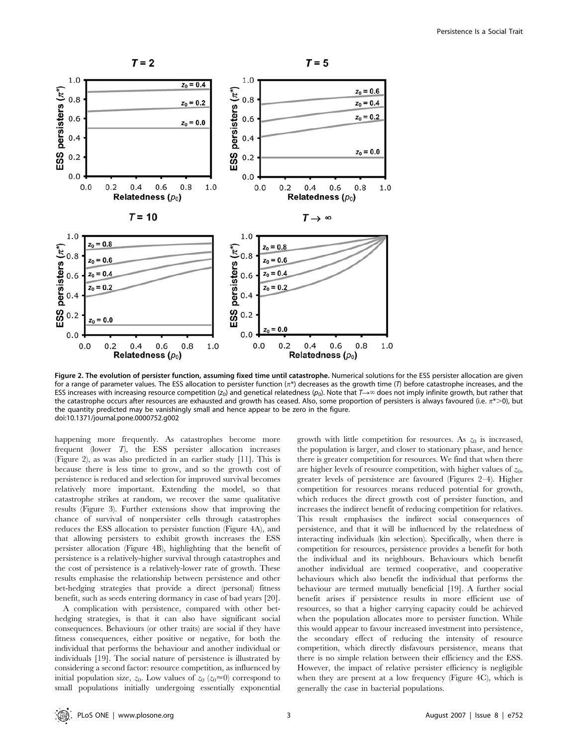**Figure 2. The evolution of persister function, assuming fixed time until catastrophe.** Numerical solutions for the ESS persister allocation are given for a range of parameter values. The ESS allocation to persister function ($\pi^*$) decreases as the growth time ($T$) before catastrophe increases, and the ESS increases with increasing resource competition ($z_0$) and genetical relatedness ($p_0$). Note that $T \to \infty$ does not imply infinite growth, but rather that the catastrophe occurs after resources are exhausted and growth has ceased. Also, some proportion of persisters is always favoured (i.e. $\pi^* > 0$), but the quantity predicted may be vanishingly small and hence appear to be zero in the figure.
doi:10.1371/journal.pone.0000752.g002

happening more frequently. As catastrophes become more frequent (lower $T$), the ESS persister allocation increases (Figure 2), as was also predicted in an earlier study [11]. This is because there is less time to grow, and so the growth cost of persistence is reduced and selection for improved survival becomes relatively more important. Extending the model, so that catastrophe strikes at random, we recover the same qualitative results (Figure 3). Further extensions show that improving the chance of survival of nonpersister cells through catastrophes reduces the ESS allocation to persister function (Figure 4A), and that allowing persisters to exhibit growth increases the ESS persister allocation (Figure 4B), highlighting that the benefit of persistence is a relatively-higher survival through catastrophes and the cost of persistence is a relatively-lower rate of growth. These results emphasise the relationship between persistence and other bet-hedging strategies that provide a direct (personal) fitness benefit, such as seeds entering dormancy in case of bad years [20].

A complication with persistence, compared with other bet-hedging strategies, is that it can also have significant social consequences. Behaviours (or other traits) are social if they have fitness consequences, either positive or negative, for both the individual that performs the behaviour and another individual or individuals [19]. The social nature of persistence is illustrated by considering a second factor: resource competition, as influenced by initial population size, $z_0$. Low values of $z_0$ ($z_0 \approx 0$) correspond to small populations initially undergoing essentially exponential growth with little competition for resources. As $z_0$ is increased, the population is larger, and closer to stationary phase, and hence there is greater competition for resources. We find that when there are higher levels of resource competition, with higher values of $z_0$, greater levels of persistence are favoured (Figures 2–4). Higher competition for resources means reduced potential for growth, which reduces the direct growth cost of persister function, and increases the indirect benefit of reducing competition for relatives. This result emphasises the indirect social consequences of persistence, and that it will be influenced by the relatedness of interacting individuals (kin selection). Specifically, when there is competition for resources, persistence provides a benefit for both the individual and its neighbours. Behaviours which benefit another individual are termed cooperative, and cooperative behaviours which also benefit the individual that performs the behaviour are termed mutually beneficial [19]. A further social benefit arises if persistence results in more efficient use of resources, so that a higher carrying capacity could be achieved when the population allocates more to persister function. While this would appear to favour increased investment into persistence, the secondary effect of reducing the intensity of resource competition, which directly disfavours persistence, means that there is no simple relation between their efficiency and the ESS. However, the impact of relative persister efficiency is negligible when they are present at a low frequency (Figure 4C), which is generally the case in bacterial populations.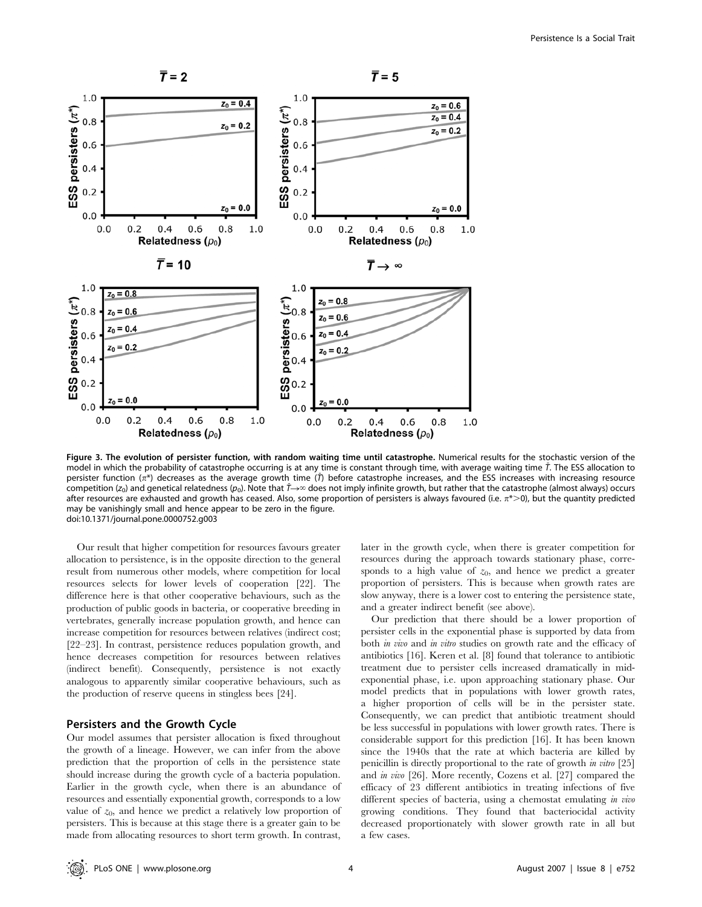**Figure 3. The evolution of persister function, with random waiting time until catastrophe.** Numerical results for the stochastic version of the model in which the probability of catastrophe occurring is at any time is constant through time, with average waiting time $\bar{T}$. The ESS allocation to persister function ($\pi^*$) decreases as the average growth time ($\bar{T}$) before catastrophe increases, and the ESS increases with increasing resource competition ($z_0$) and genetical relatedness ($p_0$). Note that $\bar{T} \rightarrow \infty$ does not imply infinite growth, but rather that the catastrophe (almost always) occurs after resources are exhausted and growth has ceased. Also, some proportion of persisters is always favoured (i.e. $\pi^* > 0$), but the quantity predicted may be vanishingly small and hence appear to be zero in the figure.
doi:10.1371/journal.pone.0000752.g003

Our result that higher competition for resources favours greater allocation to persistence, is in the opposite direction to the general result from numerous other models, where competition for local resources selects for lower levels of cooperation [22]. The difference here is that other cooperative behaviours, such as the production of public goods in bacteria, or cooperative breeding in vertebrates, generally increase population growth, and hence can increase competition for resources between relatives (indirect cost; [22–23]. In contrast, persistence reduces population growth, and hence decreases competition for resources between relatives (indirect benefit). Consequently, persistence is not exactly analogous to apparently similar cooperative behaviours, such as the production of reserve queens in stingless bees [24].

## Persisters and the Growth Cycle

Our model assumes that persister allocation is fixed throughout the growth of a lineage. However, we can infer from the above prediction that the proportion of cells in the persistence state should increase during the growth cycle of a bacteria population. Earlier in the growth cycle, when there is an abundance of resources and essentially exponential growth, corresponds to a low value of $z_0$, and hence we predict a relatively low proportion of persisters. This is because at this stage there is a greater gain to be made from allocating resources to short term growth. In contrast, later in the growth cycle, when there is greater competition for resources during the approach towards stationary phase, corresponds to a high value of $z_0$, and hence we predict a greater proportion of persisters. This is because when growth rates are slow anyway, there is a lower cost to entering the persistence state, and a greater indirect benefit (see above).

Our prediction that there should be a lower proportion of persister cells in the exponential phase is supported by data from both *in vivo* and *in vitro* studies on growth rate and the efficacy of antibiotics [16]. Keren et al. [8] found that tolerance to antibiotic treatment due to persister cells increased dramatically in mid-exponential phase, i.e. upon approaching stationary phase. Our model predicts that in populations with lower growth rates, a higher proportion of cells will be in the persister state. Consequently, we can predict that antibiotic treatment should be less successful in populations with lower growth rates. There is considerable support for this prediction [16]. It has been known since the 1940s that the rate at which bacteria are killed by penicillin is directly proportional to the rate of growth *in vitro* [25] and *in vivo* [26]. More recently, Cozens et al. [27] compared the efficacy of 23 different antibiotics in treating infections of five different species of bacteria, using a chemostat emulating *in vivo* growing conditions. They found that bacteriocidal activity decreased proportionately with slower growth rate in all but a few cases.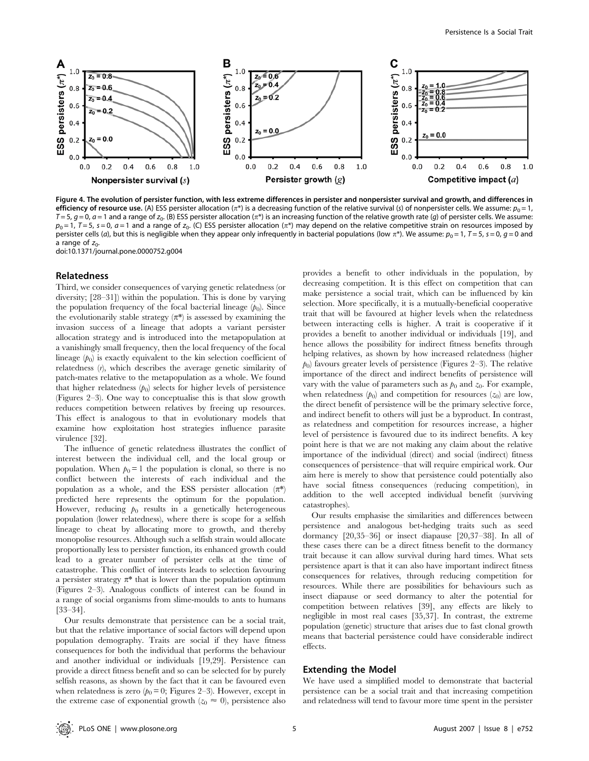**Figure 4. The evolution of persister function, with less extreme differences in persister and nonpersister survival and growth, and differences in efficiency of resource use.** (A) ESS persister allocation ($\pi^*$) is a decreasing function of the relative survival ($s$) of nonpersister cells. We assume: $p_0 = 1$, $T = 5$, $g = 0$, $a = 1$ and a range of $z_0$. (B) ESS persister allocation ($\pi^*$) is an increasing function of the relative growth rate ($g$) of persister cells. We assume: $p_0 = 1$, $T = 5$, $s = 0$, $a = 1$ and a range of $z_0$. (C) ESS persister allocation ($\pi^*$) may depend on the relative competitive strain on resources imposed by persister cells ($a$), but this is negligible when they appear only infrequently in bacterial populations (low $\pi^*$). We assume: $p_0 = 1$, $T = 5$, $s = 0$, $g = 0$ and a range of $z_0$.
doi:10.1371/journal.pone.0000752.g004

## Relatedness

Third, we consider consequences of varying genetic relatedness (or diversity; [28–31]) within the population. This is done by varying the population frequency of the focal bacterial lineage ($p_0$). Since the evolutionarily stable strategy ($\pi^*$) is assessed by examining the invasion success of a lineage that adopts a variant persister allocation strategy and is introduced into the metapopulation at a vanishingly small frequency, then the local frequency of the focal lineage ($p_0$) is exactly equivalent to the kin selection coefficient of relatedness ($r$), which describes the average genetic similarity of patch-mates relative to the metapopulation as a whole. We found that higher relatedness ($p_0$) selects for higher levels of persistence (Figures 2–3). One way to conceptualise this is that slow growth reduces competition between relatives by freeing up resources. This effect is analogous to that in evolutionary models that examine how exploitation host strategies influence parasite virulence [32].

The influence of genetic relatedness illustrates the conflict of interest between the individual cell, and the local group or population. When $p_0 = 1$ the population is clonal, so there is no conflict between the interests of each individual and the population as a whole, and the ESS persister allocation ($\pi^*$) predicted here represents the optimum for the population. However, reducing $p_0$ results in a genetically heterogeneous population (lower relatedness), where there is scope for a selfish lineage to cheat by allocating more to growth, and thereby monopolise resources. Although such a selfish strain would allocate proportionally less to persister function, its enhanced growth could lead to a greater number of persister cells at the time of catastrophe. This conflict of interests leads to selection favouring a persister strategy $\pi^*$ that is lower than the population optimum (Figures 2–3). Analogous conflicts of interest can be found in a range of social organisms from slime-moulds to ants to humans [33–34].

Our results demonstrate that persistence can be a social trait, but that the relative importance of social factors will depend upon population demography. Traits are social if they have fitness consequences for both the individual that performs the behaviour and another individual or individuals [19,29]. Persistence can provide a direct fitness benefit and so can be selected for by purely selfish reasons, as shown by the fact that it can be favoured even when relatedness is zero ($p_0 = 0$; Figures 2–3). However, except in the extreme case of exponential growth ($z_0 \approx 0$), persistence also provides a benefit to other individuals in the population, by decreasing competition. It is this effect on competition that can make persistence a social trait, which can be influenced by kin selection. More specifically, it is a mutually-beneficial cooperative trait that will be favoured at higher levels when the relatedness between interacting cells is higher. A trait is cooperative if it provides a benefit to another individual or individuals [19], and hence allows the possibility for indirect fitness benefits through helping relatives, as shown by how increased relatedness (higher $p_0$) favours greater levels of persistence (Figures 2–3). The relative importance of the direct and indirect benefits of persistence will vary with the value of parameters such as $p_0$ and $z_0$. For example, when relatedness ($p_0$) and competition for resources ($z_0$) are low, the direct benefit of persistence will be the primary selective force, and indirect benefit to others will just be a byproduct. In contrast, as relatedness and competition for resources increase, a higher level of persistence is favoured due to its indirect benefits. A key point here is that we are not making any claim about the relative importance of the individual (direct) and social (indirect) fitness consequences of persistence–that will require empirical work. Our aim here is merely to show that persistence could potentially also have social fitness consequences (reducing competition), in addition to the well accepted individual benefit (surviving catastrophes).

Our results emphasise the similarities and differences between persistence and analogous bet-hedging traits such as seed dormancy [20,35–36] or insect diapause [20,37–38]. In all of these cases there can be a direct fitness benefit to the dormancy trait because it can allow survival during hard times. What sets persistence apart is that it can also have important indirect fitness consequences for relatives, through reducing competition for resources. While there are possibilities for behaviours such as insect diapause or seed dormancy to alter the potential for competition between relatives [39], any effects are likely to negligible in most real cases [35,37]. In contrast, the extreme population (genetic) structure that arises due to fast clonal growth means that bacterial persistence could have considerable indirect effects.

## Extending the Model

We have used a simplified model to demonstrate that bacterial persistence can be a social trait and that increasing competition and relatedness will tend to favour more time spent in the persister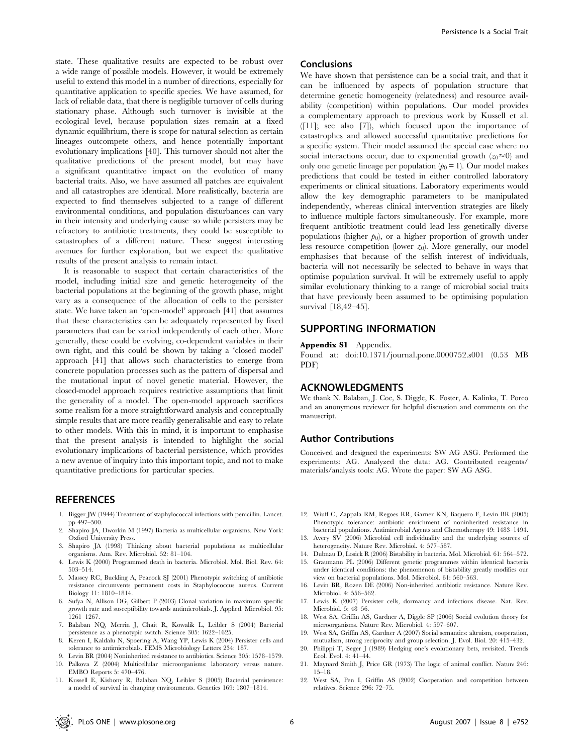state. These qualitative results are expected to be robust over a wide range of possible models. However, it would be extremely useful to extend this model in a number of directions, especially for quantitative application to specific species. We have assumed, for lack of reliable data, that there is negligible turnover of cells during stationary phase. Although such turnover is invisible at the ecological level, because population sizes remain at a fixed dynamic equilibrium, there is scope for natural selection as certain lineages outcompete others, and hence potentially important evolutionary implications [40]. This turnover should not alter the qualitative predictions of the present model, but may have a significant quantitative impact on the evolution of many bacterial traits. Also, we have assumed all patches are equivalent and all catastrophes are identical. More realistically, bacteria are expected to find themselves subjected to a range of different environmental conditions, and population disturbances can vary in their intensity and underlying cause–so while persisters may be refractory to antibiotic treatments, they could be susceptible to catastrophes of a different nature. These suggest interesting avenues for further exploration, but we expect the qualitative results of the present analysis to remain intact.

It is reasonable to suspect that certain characteristics of the model, including initial size and genetic heterogeneity of the bacterial populations at the beginning of the growth phase, might vary as a consequence of the allocation of cells to the persister state. We have taken an 'open-model' approach [41] that assumes that these characteristics can be adequately represented by fixed parameters that can be varied independently of each other. More generally, these could be evolving, co-dependent variables in their own right, and this could be shown by taking a 'closed model' approach [41] that allows such characteristics to emerge from concrete population processes such as the pattern of dispersal and the mutational input of novel genetic material. However, the closed-model approach requires restrictive assumptions that limit the generality of a model. The open-model approach sacrifices some realism for a more straightforward analysis and conceptually simple results that are more readily generalisable and easy to relate to other models. With this in mind, it is important to emphasise that the present analysis is intended to highlight the social evolutionary implications of bacterial persistence, which provides a new avenue of inquiry into this important topic, and not to make quantitative predictions for particular species.

### Conclusions

We have shown that persistence can be a social trait, and that it can be influenced by aspects of population structure that determine genetic homogeneity (relatedness) and resource availability (competition) within populations. Our model provides a complementary approach to previous work by Kussell et al. ([11]; see also [7]), which focused upon the importance of catastrophes and allowed successful quantitative predictions for a specific system. Their model assumed the special case where no social interactions occur, due to exponential growth ($z_0 \approx 0$) and only one genetic lineage per population ($p_0 = 1$). Our model makes predictions that could be tested in either controlled laboratory experiments or clinical situations. Laboratory experiments would allow the key demographic parameters to be manipulated independently, whereas clinical intervention strategies are likely to influence multiple factors simultaneously. For example, more frequent antibiotic treatment could lead less genetically diverse populations (higher $p_0$), or a higher proportion of growth under less resource competition (lower $z_0$). More generally, our model emphasises that because of the selfish interest of individuals, bacteria will not necessarily be selected to behave in ways that optimise population survival. It will be extremely useful to apply similar evolutionary thinking to a range of microbial social traits that have previously been assumed to be optimising population survival [18,42–45].

## SUPPORTING INFORMATION

**Appendix S1** Appendix.

Found at: doi:10.1371/journal.pone.0000752.s001 (0.53 MB PDF)

## ACKNOWLEDGMENTS

We thank N. Balaban, J. Coe, S. Diggle, K. Foster, A. Kalinka, T. Porco and an anonymous reviewer for helpful discussion and comments on the manuscript.

### Author Contributions

Conceived and designed the experiments: SW AG ASG. Performed the experiments: AG. Analyzed the data: AG. Contributed reagents/materials/analysis tools: AG. Wrote the paper: SW AG ASG.

## REFERENCES

1. Bigger JW (1944) Treatment of staphylococcal infections with penicillin. Lancet. pp 497–500.
2. Shapiro JA, Dworkin M (1997) Bacteria as multicellular organisms. New York: Oxford University Press.
3. Shapiro JA (1998) Thinking about bacterial populations as multicellular organisms. Ann. Rev. Microbiol. 52: 81–104.
4. Lewis K (2000) Programmed death in bacteria. Microbiol. Mol. Biol. Rev. 64: 503–514.
5. Massey RC, Buckling A, Peacock SJ (2001) Phenotypic switching of antibiotic resistance circumvents permanent costs in Staphylococcus aureus. Current Biology 11: 1810–1814.
6. Sufya N, Allison DG, Gilbert P (2003) Clonal variation in maximum specific growth rate and susceptibility towards antimicrobials. J. Applied. Microbiol. 95: 1261–1267.
7. Balaban NQ, Merrin J, Chait R, Kowalik L, Leibler S (2004) Bacterial persistence as a phenotypic switch. Science 305: 1622–1625.
8. Keren I, Kaldalu N, Spoering A, Wang YP, Lewis K (2004) Persister cells and tolerance to antimicrobials. FEMS Microbiology Letters 234: 187.
9. Levin BR (2004) Noninherited resistance to antibiotics. Science 305: 1578–1579.
10. Palkova Z (2004) Multicellular microorganisms: laboratory versus nature. EMBO Reports 5: 470–476.
11. Kussell E, Kishony R, Balaban NQ, Leibler S (2005) Bacterial persistence: a model of survival in changing environments. Genetics 169: 1807–1814.
12. Wiuff C, Zappala RM, Regoes RR, Garner KN, Baquero F, Levin BR (2005) Phenotypic tolerance: antibiotic enrichment of noninherited resistance in bacterial populations. Antimicrobial Agents and Chemotherapy 49: 1483–1494.
13. Avery SV (2006) Microbial cell individuality and the underlying sources of heterogeneity. Nature Rev. Microbiol. 4: 577–587.
14. Dubnau D, Losick R (2006) Bistability in bacteria. Mol. Microbiol. 61: 564–572.
15. Graumann PL (2006) Different genetic programmes within identical bacteria under identical conditions: the phenomenon of bistability greatly modifies our view on bacterial populations. Mol. Microbiol. 61: 560–563.
16. Levin BR, Rozen DE (2006) Non-inherited antibiotic resistance. Nature Rev. Microbiol. 4: 556–562.
17. Lewis K (2007) Persister cells, dormancy and infectious disease. Nat. Rev. Microbiol. 5: 48–56.
18. West SA, Griffin AS, Gardner A, Diggle SP (2006) Social evolution theory for microorganisms. Nature Rev. Microbiol. 4: 597–607.
19. West SA, Griffin AS, Gardner A (2007) Social semantics: altruism, cooperation, mutualism, strong reciprocity and group selection. J. Evol. Biol. 20: 415–432.
20. Philippi T, Seger J (1989) Hedging one's evolutionary bets, revisited. Trends Ecol. Evol. 4: 41–44.
21. Maynard Smith J, Price GR (1973) The logic of animal conflict. Nature 246: 15–18.
22. West SA, Pen I, Griffin AS (2002) Cooperation and competition between relatives. Science 296: 72–75.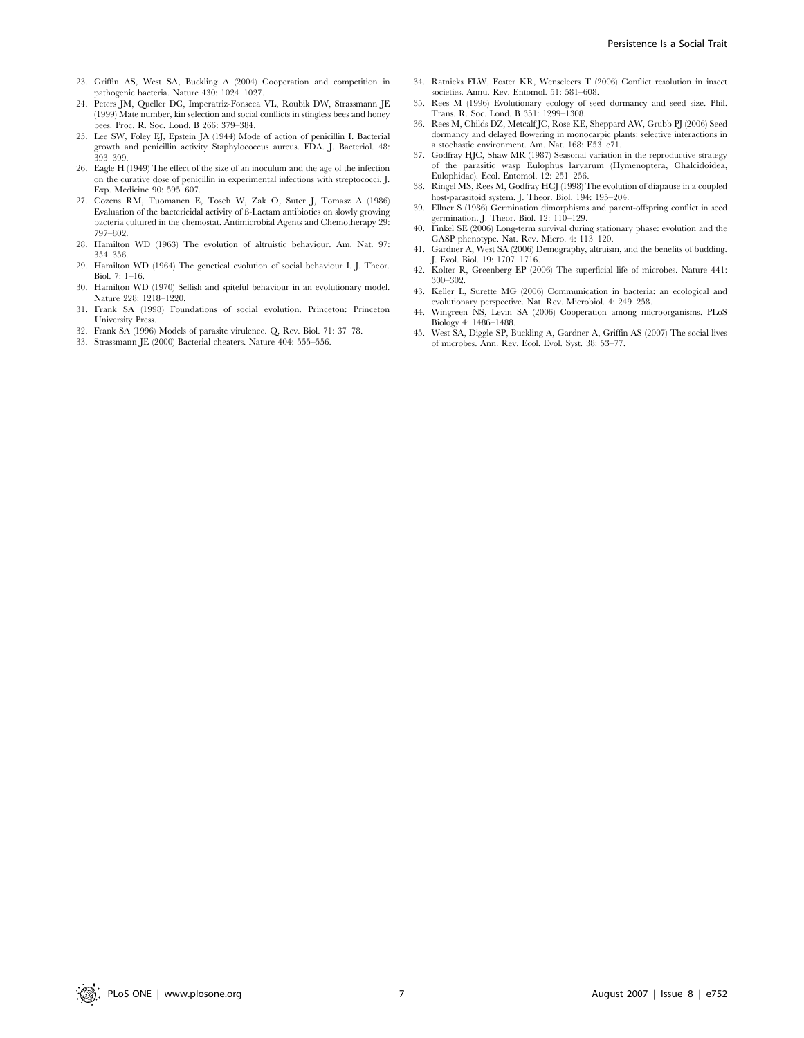23. Griffin AS, West SA, Buckling A (2004) Cooperation and competition in pathogenic bacteria. Nature 430: 1024–1027.
24. Peters JM, Queller DC, Imperatriz-Fonseca VL, Roubik DW, Strassmann JE (1999) Mate number, kin selection and social conflicts in stingless bees and honey bees. Proc. R. Soc. Lond. B 266: 379–384.
25. Lee SW, Foley EJ, Epstein JA (1944) Mode of action of penicillin I. Bacterial growth and penicillin activity–Staphylococcus aureus. FDA. J. Bacteriol. 48: 393–399.
26. Eagle H (1949) The effect of the size of an inoculum and the age of the infection on the curative dose of penicillin in experimental infections with streptococci. J. Exp. Medicine 90: 595–607.
27. Cozens RM, Tuomanen E, Tosch W, Zak O, Suter J, Tomasz A (1986) Evaluation of the bactericidal activity of ß-Lactam antibiotics on slowly growing bacteria cultured in the chemostat. Antimicrobial Agents and Chemotherapy 29: 797–802.
28. Hamilton WD (1963) The evolution of altruistic behaviour. Am. Nat. 97: 354–356.
29. Hamilton WD (1964) The genetical evolution of social behaviour I. J. Theor. Biol. 7: 1–16.
30. Hamilton WD (1970) Selfish and spiteful behaviour in an evolutionary model. Nature 228: 1218–1220.
31. Frank SA (1998) Foundations of social evolution. Princeton: Princeton University Press.
32. Frank SA (1996) Models of parasite virulence. Q. Rev. Biol. 71: 37–78.
33. Strassmann JE (2000) Bacterial cheaters. Nature 404: 555–556.
34. Ratnieks FLW, Foster KR, Wenseleers T (2006) Conflict resolution in insect societies. Annu. Rev. Entomol. 51: 581–608.
35. Rees M (1996) Evolutionary ecology of seed dormancy and seed size. Phil. Trans. R. Soc. Lond. B 351: 1299–1308.
36. Rees M, Childs DZ, Metcalf JC, Rose KE, Sheppard AW, Grubb PJ (2006) Seed dormancy and delayed flowering in monocarpic plants: selective interactions in a stochastic environment. Am. Nat. 168: E53–e71.
37. Godfray HJC, Shaw MR (1987) Seasonal variation in the reproductive strategy of the parasitic wasp Eulophus larvarum (Hymenoptera, Chalcidoidea, Eulophidae). Ecol. Entomol. 12: 251–256.
38. Ringel MS, Rees M, Godfray HCJ (1998) The evolution of diapause in a coupled host-parasitoid system. J. Theor. Biol. 194: 195–204.
39. Ellner S (1986) Germination dimorphisms and parent-offspring conflict in seed germination. J. Theor. Biol. 12: 110–129.
40. Finkel SE (2006) Long-term survival during stationary phase: evolution and the GASP phenotype. Nat. Rev. Micro. 4: 113–120.
41. Gardner A, West SA (2006) Demography, altruism, and the benefits of budding. J. Evol. Biol. 19: 1707–1716.
42. Kolter R, Greenberg EP (2006) The superficial life of microbes. Nature 441: 300–302.
43. Keller L, Surette MG (2006) Communication in bacteria: an ecological and evolutionary perspective. Nat. Rev. Microbiol. 4: 249–258.
44. Wingreen NS, Levin SA (2006) Cooperation among microorganisms. PLoS Biology 4: 1486–1488.
45. West SA, Diggle SP, Buckling A, Gardner A, Griffin AS (2007) The social lives of microbes. Ann. Rev. Ecol. Evol. Syst. 38: 53–77.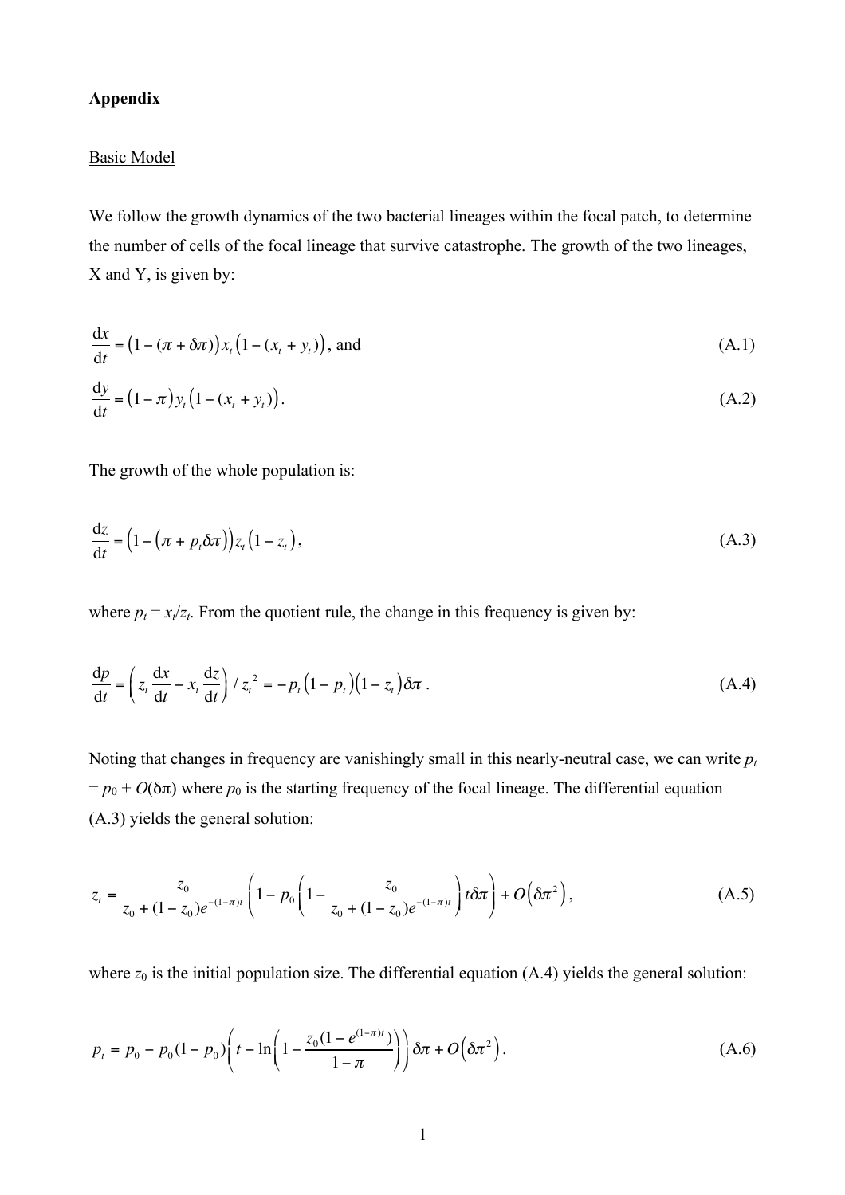**Appendix**

Basic Model

We follow the growth dynamics of the two bacterial lineages within the focal patch, to determine the number of cells of the focal lineage that survive catastrophe. The growth of the two lineages, X and Y, is given by:

$$\frac{\mathrm{d}x}{\mathrm{d}t} = \left(1 - (\pi + \delta\pi)\right) x_t \left(1 - (x_t + y_t)\right), \text{ and} \tag{A.1}$$

$$\frac{\mathrm{d}y}{\mathrm{d}t} = \left(1 - \pi\right) y_t \left(1 - (x_t + y_t)\right). \tag{A.2}$$

The growth of the whole population is:

$$\frac{\mathrm{d}z}{\mathrm{d}t} = \left(1 - \left(\pi + p_t \delta\pi\right)\right) z_t \left(1 - z_t\right), \tag{A.3}$$

where $p_t = x_t/z_t$. From the quotient rule, the change in this frequency is given by:

$$\frac{\mathrm{d}p}{\mathrm{d}t} = \left( z_t \frac{\mathrm{d}x}{\mathrm{d}t} - x_t \frac{\mathrm{d}z}{\mathrm{d}t} \right) / z_t^{\,2} = -p_t \left(1 - p_t\right)\left(1 - z_t\right) \delta\pi \,. \tag{A.4}$$

Noting that changes in frequency are vanishingly small in this nearly-neutral case, we can write $p_t = p_0 + O(\delta\pi)$ where $p_0$ is the starting frequency of the focal lineage. The differential equation (A.3) yields the general solution:

$$z_t = \frac{z_0}{z_0 + (1 - z_0)e^{-(1-\pi)t}} \left( 1 - p_0 \left( 1 - \frac{z_0}{z_0 + (1 - z_0)e^{-(1-\pi)t}} \right) t\delta\pi \right) + O\left(\delta\pi^2\right), \tag{A.5}$$

where $z_0$ is the initial population size. The differential equation (A.4) yields the general solution:

$$p_t = p_0 - p_0(1 - p_0)\left( t - \ln\left( 1 - \frac{z_0(1 - e^{(1-\pi)t})}{1 - \pi} \right) \right) \delta\pi + O\left(\delta\pi^2\right). \tag{A.6}$$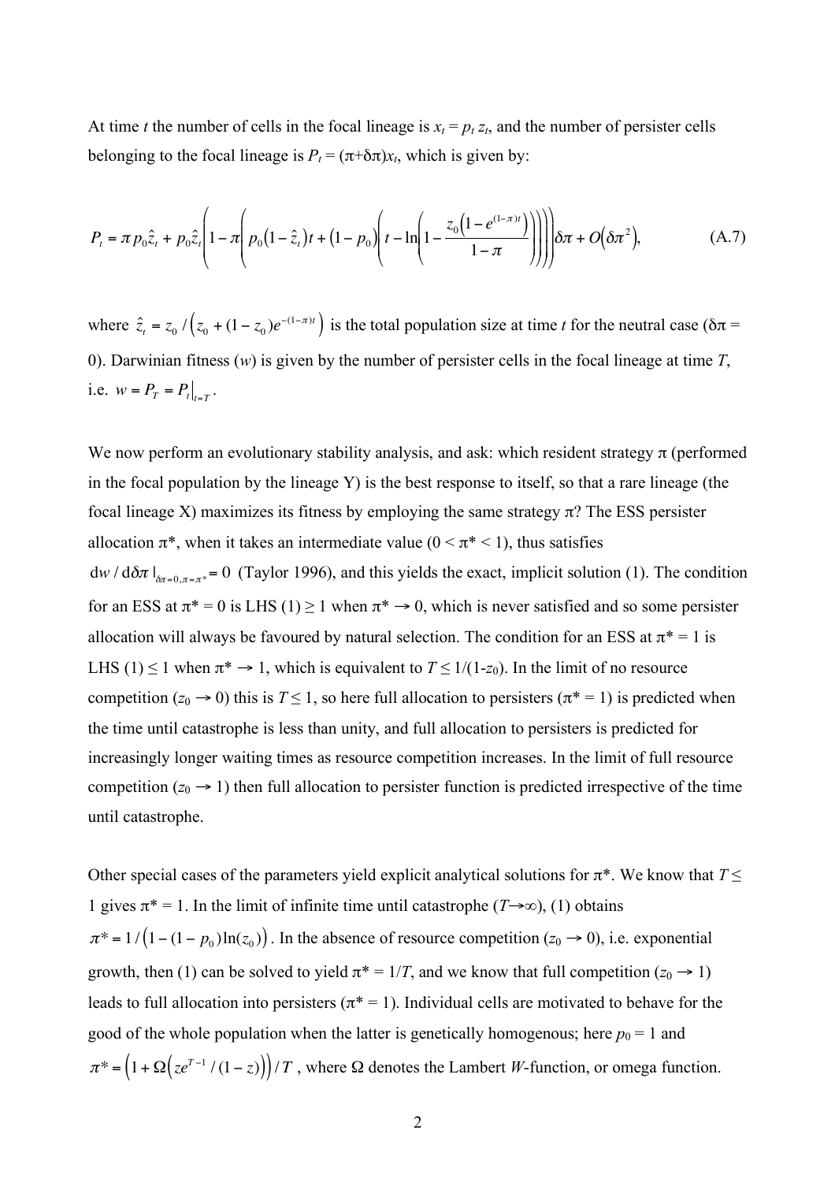At time $t$ the number of cells in the focal lineage is $x_t = p_t z_t$, and the number of persister cells belonging to the focal lineage is $P_t = (\pi+\delta\pi)x_t$, which is given by:

$$P_t = \pi p_0 \hat{z}_t + p_0 \hat{z}_t \left(1 - \pi \left(p_0 \left(1 - \hat{z}_t\right)t + \left(1 - p_0\right)\left(t - \ln\left(1 - \frac{z_0\left(1 - e^{(1-\pi)t}\right)}{1-\pi}\right)\right)\right)\right)\delta\pi + O\left(\delta\pi^2\right), \qquad \text{(A.7)}$$

where $\hat{z}_t = z_0 / \left(z_0 + (1 - z_0)e^{-(1-\pi)t}\right)$ is the total population size at time $t$ for the neutral case ($\delta\pi = 0$). Darwinian fitness ($w$) is given by the number of persister cells in the focal lineage at time $T$, i.e. $w = P_T = P_t\big|_{t=T}$.

We now perform an evolutionary stability analysis, and ask: which resident strategy $\pi$ (performed in the focal population by the lineage Y) is the best response to itself, so that a rare lineage (the focal lineage X) maximizes its fitness by employing the same strategy $\pi$? The ESS persister allocation $\pi^*$, when it takes an intermediate value ($0 < \pi^* < 1$), thus satisfies $\mathrm{d}w / \mathrm{d}\delta\pi \,|_{\delta\pi=0,\pi=\pi^*} = 0$ (Taylor 1996), and this yields the exact, implicit solution (1). The condition for an ESS at $\pi^* = 0$ is LHS (1) $\geq 1$ when $\pi^* \to 0$, which is never satisfied and so some persister allocation will always be favoured by natural selection. The condition for an ESS at $\pi^* = 1$ is LHS (1) $\leq 1$ when $\pi^* \to 1$, which is equivalent to $T \leq 1/(1-z_0)$. In the limit of no resource competition ($z_0 \to 0$) this is $T \leq 1$, so here full allocation to persisters ($\pi^* = 1$) is predicted when the time until catastrophe is less than unity, and full allocation to persisters is predicted for increasingly longer waiting times as resource competition increases. In the limit of full resource competition ($z_0 \to 1$) then full allocation to persister function is predicted irrespective of the time until catastrophe.

Other special cases of the parameters yield explicit analytical solutions for $\pi^*$. We know that $T \leq 1$ gives $\pi^* = 1$. In the limit of infinite time until catastrophe ($T \to \infty$), (1) obtains $\pi^* = 1/\left(1 - (1 - p_0)\ln(z_0)\right)$. In the absence of resource competition ($z_0 \to 0$), i.e. exponential growth, then (1) can be solved to yield $\pi^* = 1/T$, and we know that full competition ($z_0 \to 1$) leads to full allocation into persisters ($\pi^* = 1$). Individual cells are motivated to behave for the good of the whole population when the latter is genetically homogenous; here $p_0 = 1$ and $\pi^* = \left(1 + \Omega\left(ze^{T-1}/(1-z)\right)\right)/T$, where $\Omega$ denotes the Lambert $W$-function, or omega function.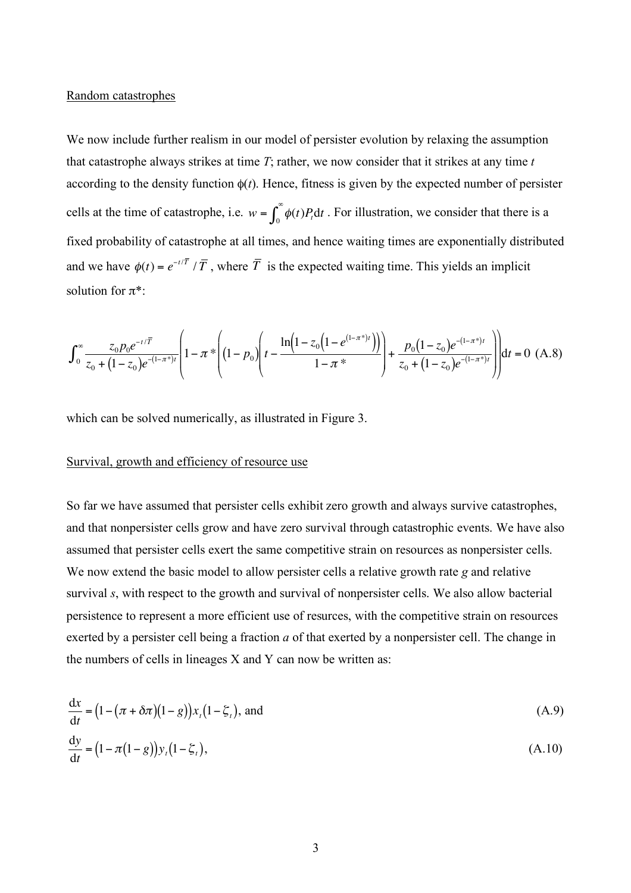Random catastrophes

We now include further realism in our model of persister evolution by relaxing the assumption that catastrophe always strikes at time $T$; rather, we now consider that it strikes at any time $t$ according to the density function $\phi(t)$. Hence, fitness is given by the expected number of persister cells at the time of catastrophe, i.e. $w = \int_0^\infty \phi(t) P_t \mathrm{d}t$. For illustration, we consider that there is a fixed probability of catastrophe at all times, and hence waiting times are exponentially distributed and we have $\phi(t) = e^{-t/\overline{T}} / \overline{T}$, where $\overline{T}$ is the expected waiting time. This yields an implicit solution for $\pi^*$:

$$\int_0^\infty \frac{z_0 p_0 e^{-t/\overline{T}}}{z_0 + (1-z_0)e^{-(1-\pi^*)t}} \left( 1 - \pi^* \left( (1-p_0) \left( t - \frac{\ln\left(1 - z_0\left(1 - e^{(1-\pi^*)t}\right)\right)}{1-\pi^*} \right) + \frac{p_0 (1-z_0) e^{-(1-\pi^*)t}}{z_0 + (1-z_0)e^{-(1-\pi^*)t}} \right) \right) \mathrm{d}t = 0 \quad \text{(A.8)}$$

which can be solved numerically, as illustrated in Figure 3.

Survival, growth and efficiency of resource use

So far we have assumed that persister cells exhibit zero growth and always survive catastrophes, and that nonpersister cells grow and have zero survival through catastrophic events. We have also assumed that persister cells exert the same competitive strain on resources as nonpersister cells. We now extend the basic model to allow persister cells a relative growth rate $g$ and relative survival $s$, with respect to the growth and survival of nonpersister cells. We also allow bacterial persistence to represent a more efficient use of resurces, with the competitive strain on resources exerted by a persister cell being a fraction $a$ of that exerted by a nonpersister cell. The change in the numbers of cells in lineages X and Y can now be written as:

$$\frac{\mathrm{d}x}{\mathrm{d}t} = \left(1 - (\pi + \delta\pi)(1-g)\right) x_t (1 - \zeta_t), \text{ and} \quad \text{(A.9)}$$

$$\frac{\mathrm{d}y}{\mathrm{d}t} = \left(1 - \pi(1-g)\right) y_t (1 - \zeta_t), \quad \text{(A.10)}$$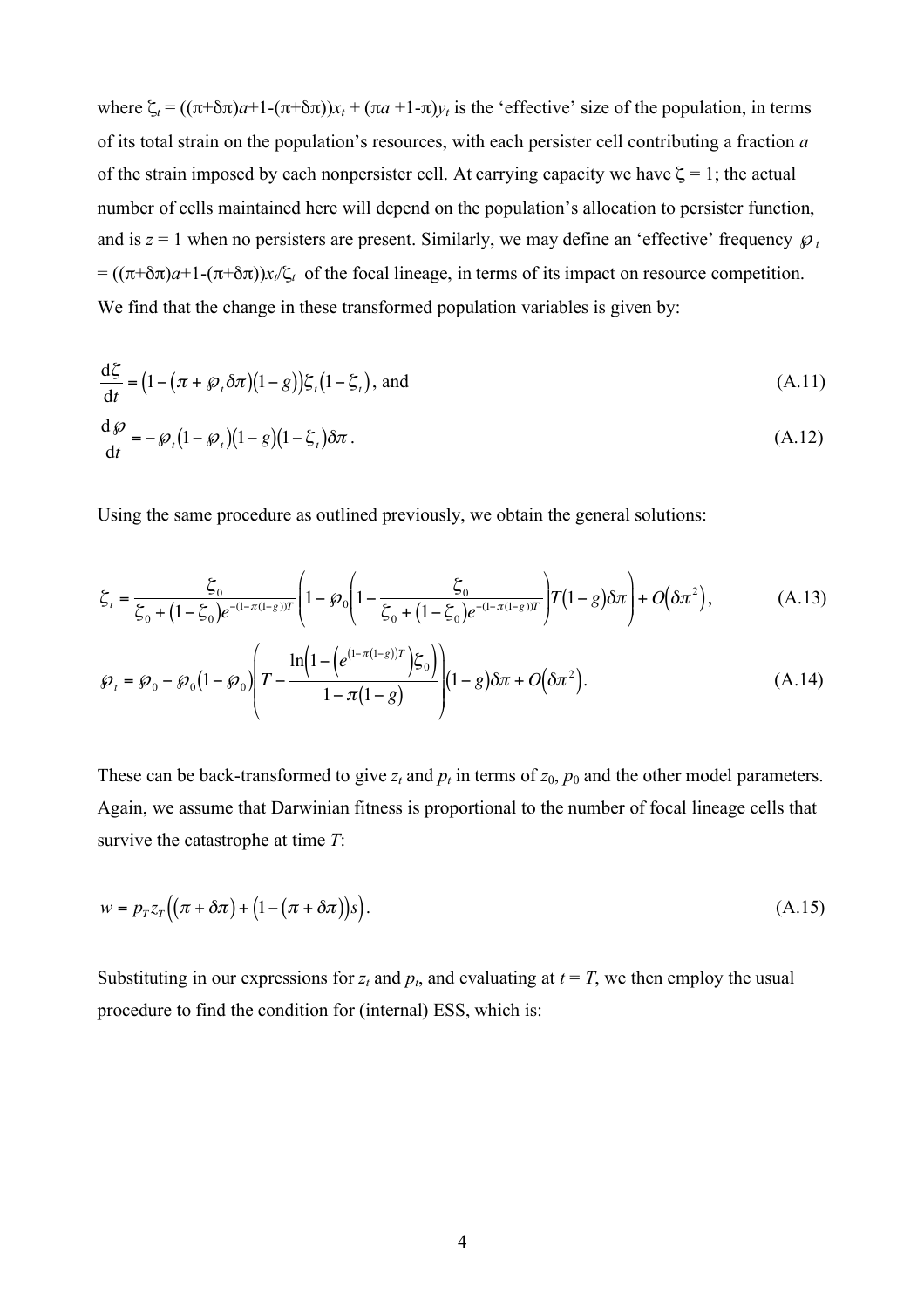where $\zeta_t = ((\pi+\delta\pi)a+1-(\pi+\delta\pi))x_t + (\pi a +1-\pi)y_t$ is the 'effective' size of the population, in terms of its total strain on the population's resources, with each persister cell contributing a fraction $a$ of the strain imposed by each nonpersister cell. At carrying capacity we have $\zeta = 1$; the actual number of cells maintained here will depend on the population's allocation to persister function, and is $z = 1$ when no persisters are present. Similarly, we may define an 'effective' frequency $\wp_t = ((\pi+\delta\pi)a+1-(\pi+\delta\pi))x_t/\zeta_t$ of the focal lineage, in terms of its impact on resource competition. We find that the change in these transformed population variables is given by:

$$\frac{\mathrm{d}\zeta}{\mathrm{d}t} = \left(1-\left(\pi + \wp_t \delta\pi\right)\left(1-g\right)\right)\zeta_t\left(1-\zeta_t\right), \text{ and} \tag{A.11}$$

$$\frac{\mathrm{d}\wp}{\mathrm{d}t} = -\wp_t\left(1-\wp_t\right)\left(1-g\right)\left(1-\zeta_t\right)\delta\pi\,. \tag{A.12}$$

Using the same procedure as outlined previously, we obtain the general solutions:

$$\zeta_t = \frac{\zeta_0}{\zeta_0 + \left(1-\zeta_0\right)e^{-(1-\pi(1-g))T}}\left(1-\wp_0\left(1-\frac{\zeta_0}{\zeta_0+\left(1-\zeta_0\right)e^{-(1-\pi(1-g))T}}\right)T\left(1-g\right)\delta\pi\right)+O\left(\delta\pi^2\right), \tag{A.13}$$

$$\wp_t = \wp_0 - \wp_0\left(1-\wp_0\right)\left(T - \frac{\ln\left(1-\left(e^{(1-\pi(1-g))T}\right)\zeta_0\right)}{1-\pi\left(1-g\right)}\right)\left(1-g\right)\delta\pi + O\left(\delta\pi^2\right). \tag{A.14}$$

These can be back-transformed to give $z_t$ and $p_t$ in terms of $z_0$, $p_0$ and the other model parameters. Again, we assume that Darwinian fitness is proportional to the number of focal lineage cells that survive the catastrophe at time $T$:

$$w = p_T z_T\left(\left(\pi+\delta\pi\right)+\left(1-\left(\pi+\delta\pi\right)\right)s\right). \tag{A.15}$$

Substituting in our expressions for $z_t$ and $p_t$, and evaluating at $t = T$, we then employ the usual procedure to find the condition for (internal) ESS, which is: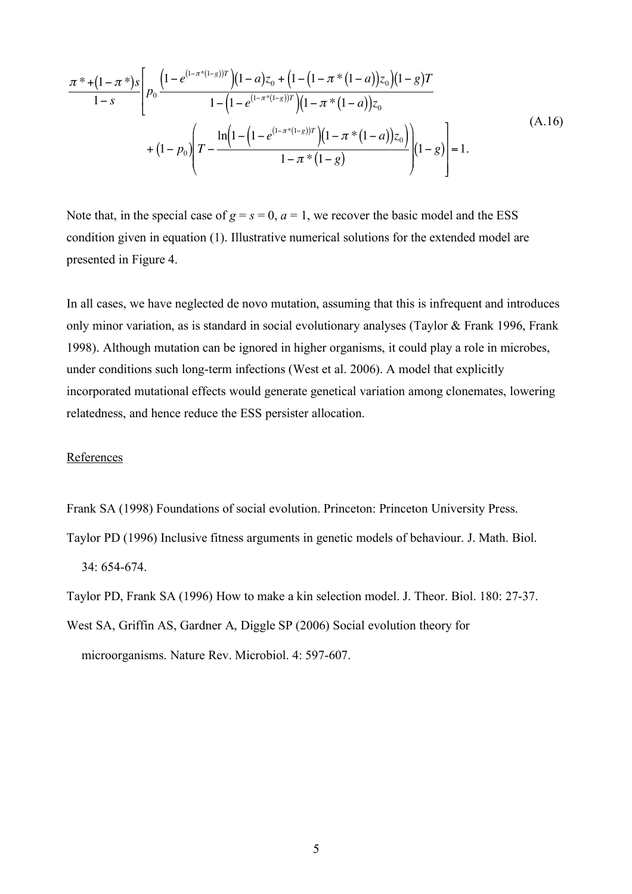$$\frac{\pi^* + (1-\pi^*)s}{1-s}\left[p_0 \frac{\left(1-e^{(1-\pi^*(1-g))T}\right)(1-a)z_0 + \left(1-\left(1-\pi^*(1-a)\right)z_0\right)(1-g)T}{1-\left(1-e^{(1-\pi^*(1-g))T}\right)\left(1-\pi^*(1-a)\right)z_0} + (1-p_0)\left(T - \frac{\ln\left(1-\left(1-e^{(1-\pi^*(1-g))T}\right)\left(1-\pi^*(1-a)\right)z_0\right)}{1-\pi^*(1-g)}\right)(1-g)\right] = 1. \tag{A.16}$$

Note that, in the special case of $g = s = 0$, $a = 1$, we recover the basic model and the ESS condition given in equation (1). Illustrative numerical solutions for the extended model are presented in Figure 4.

In all cases, we have neglected de novo mutation, assuming that this is infrequent and introduces only minor variation, as is standard in social evolutionary analyses (Taylor & Frank 1996, Frank 1998). Although mutation can be ignored in higher organisms, it could play a role in microbes, under conditions such long-term infections (West et al. 2006). A model that explicitly incorporated mutational effects would generate genetical variation among clonemates, lowering relatedness, and hence reduce the ESS persister allocation.

References

Frank SA (1998) Foundations of social evolution. Princeton: Princeton University Press.

Taylor PD (1996) Inclusive fitness arguments in genetic models of behaviour. J. Math. Biol. 34: 654-674.

Taylor PD, Frank SA (1996) How to make a kin selection model. J. Theor. Biol. 180: 27-37.

West SA, Griffin AS, Gardner A, Diggle SP (2006) Social evolution theory for microorganisms. Nature Rev. Microbiol. 4: 597-607.